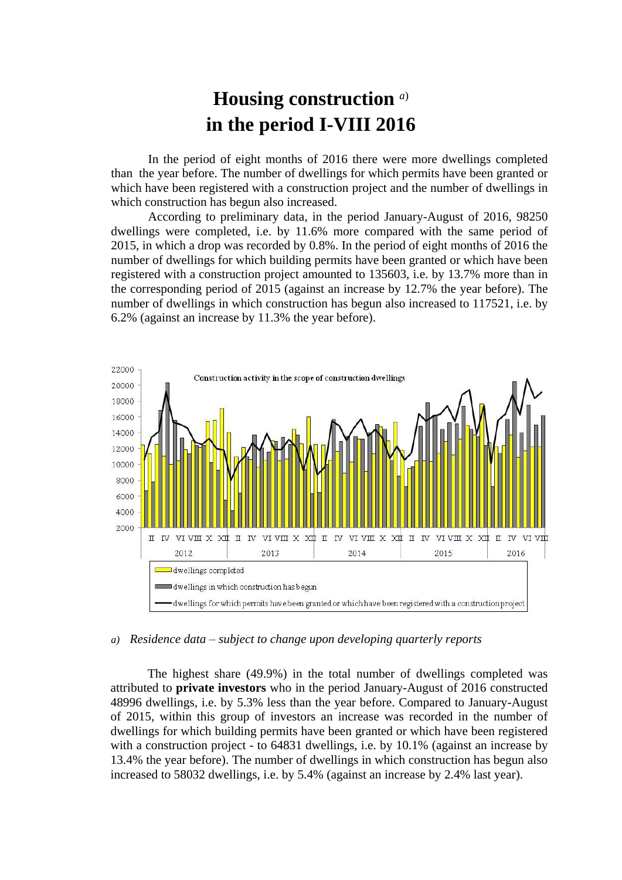# Housing construction [a)]
# in the period I-VIII 2016

In the period of eight months of 2016 there were more dwellings completed than the year before. The number of dwellings for which permits have been granted or which have been registered with a construction project and the number of dwellings in which construction has begun also increased.

According to preliminary data, in the period January-August of 2016, 98250 dwellings were completed, i.e. by 11.6% more compared with the same period of 2015, in which a drop was recorded by 0.8%. In the period of eight months of 2016 the number of dwellings for which building permits have been granted or which have been registered with a construction project amounted to 135603, i.e. by 13.7% more than in the corresponding period of 2015 (against an increase by 12.7% the year before). The number of dwellings in which construction has begun also increased to 117521, i.e. by 6.2% (against an increase by 11.3% the year before).

Construction activity in the scope of construction dwellings

22000
20000
18000
16000
14000
12000
10000
8000
6000
4000
2000

II IV VI VIII X XII II IV VI VIII X XII II IV VI VIII X XII II IV VI VIII X XII II IV VI VIII

2012 2013 2014 2015 2016

dwellings completed

dwellings in which construction has begun

dwellings for which permits have been granted or which have been registered with a construction project

*a) Residence data – subject to change upon developing quarterly reports*

The highest share (49.9%) in the total number of dwellings completed was attributed to **private investors** who in the period January-August of 2016 constructed 48996 dwellings, i.e. by 5.3% less than the year before. Compared to January-August of 2015, within this group of investors an increase was recorded in the number of dwellings for which building permits have been granted or which have been registered with a construction project - to 64831 dwellings, i.e. by 10.1% (against an increase by 13.4% the year before). The number of dwellings in which construction has begun also increased to 58032 dwellings, i.e. by 5.4% (against an increase by 2.4% last year).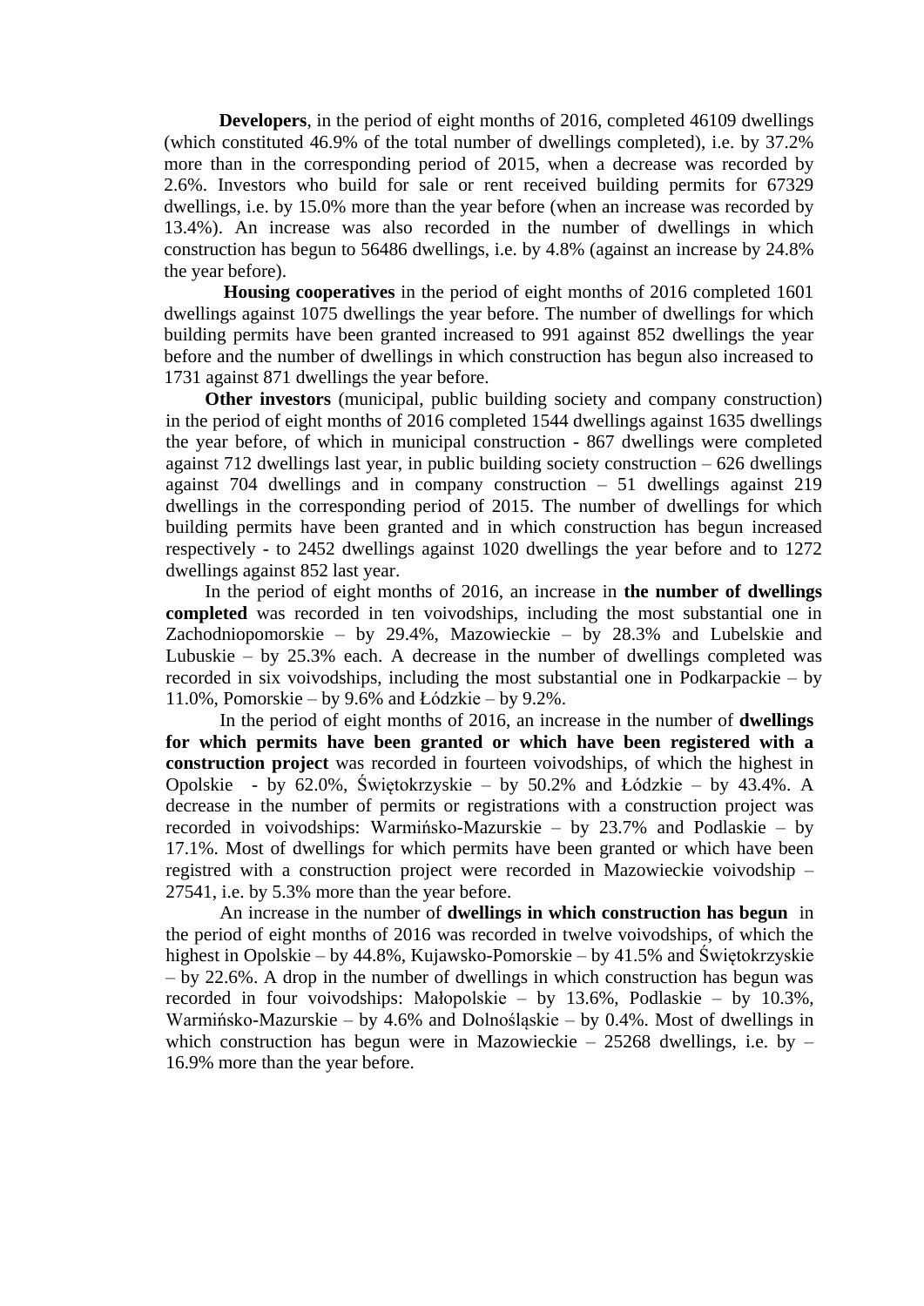**Developers**, in the period of eight months of 2016, completed 46109 dwellings (which constituted 46.9% of the total number of dwellings completed), i.e. by 37.2% more than in the corresponding period of 2015, when a decrease was recorded by 2.6%. Investors who build for sale or rent received building permits for 67329 dwellings, i.e. by 15.0% more than the year before (when an increase was recorded by 13.4%). An increase was also recorded in the number of dwellings in which construction has begun to 56486 dwellings, i.e. by 4.8% (against an increase by 24.8% the year before).

**Housing cooperatives** in the period of eight months of 2016 completed 1601 dwellings against 1075 dwellings the year before. The number of dwellings for which building permits have been granted increased to 991 against 852 dwellings the year before and the number of dwellings in which construction has begun also increased to 1731 against 871 dwellings the year before.

**Other investors** (municipal, public building society and company construction) in the period of eight months of 2016 completed 1544 dwellings against 1635 dwellings the year before, of which in municipal construction - 867 dwellings were completed against 712 dwellings last year, in public building society construction – 626 dwellings against 704 dwellings and in company construction – 51 dwellings against 219 dwellings in the corresponding period of 2015. The number of dwellings for which building permits have been granted and in which construction has begun increased respectively - to 2452 dwellings against 1020 dwellings the year before and to 1272 dwellings against 852 last year.

In the period of eight months of 2016, an increase in **the number of dwellings completed** was recorded in ten voivodships, including the most substantial one in Zachodniopomorskie – by 29.4%, Mazowieckie – by 28.3% and Lubelskie and Lubuskie – by 25.3% each. A decrease in the number of dwellings completed was recorded in six voivodships, including the most substantial one in Podkarpackie – by 11.0%, Pomorskie – by 9.6% and Łódzkie – by 9.2%.

In the period of eight months of 2016, an increase in the number of **dwellings for which permits have been granted or which have been registered with a construction project** was recorded in fourteen voivodships, of which the highest in Opolskie - by 62.0%, Świętokrzyskie – by 50.2% and Łódzkie – by 43.4%. A decrease in the number of permits or registrations with a construction project was recorded in voivodships: Warmińsko-Mazurskie – by 23.7% and Podlaskie – by 17.1%. Most of dwellings for which permits have been granted or which have been registred with a construction project were recorded in Mazowieckie voivodship – 27541, i.e. by 5.3% more than the year before.

An increase in the number of **dwellings in which construction has begun** in the period of eight months of 2016 was recorded in twelve voivodships, of which the highest in Opolskie – by 44.8%, Kujawsko-Pomorskie – by 41.5% and Świętokrzyskie – by 22.6%. A drop in the number of dwellings in which construction has begun was recorded in four voivodships: Małopolskie – by 13.6%, Podlaskie – by 10.3%, Warmińsko-Mazurskie – by 4.6% and Dolnośląskie – by 0.4%. Most of dwellings in which construction has begun were in Mazowieckie – 25268 dwellings, i.e. by – 16.9% more than the year before.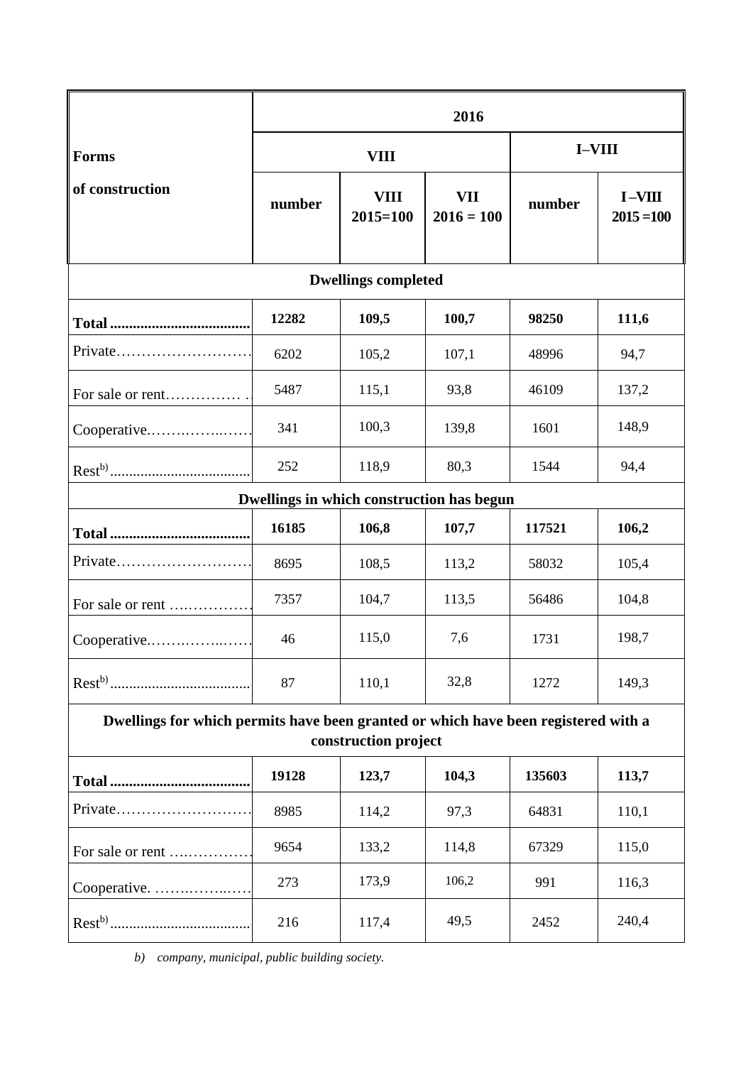| Forms of construction | 2016 | | | | |
|---|---|---|---|---|---|
| | VIII | | | I–VIII | |
| | number | VIII 2015=100 | VII 2016 = 100 | number | I –VIII 2015 =100 |
| **Dwellings completed** | | | | | |
| **Total** | **12282** | **109,5** | **100,7** | **98250** | **111,6** |
| Private | 6202 | 105,2 | 107,1 | 48996 | 94,7 |
| For sale or rent | 5487 | 115,1 | 93,8 | 46109 | 137,2 |
| Cooperative | 341 | 100,3 | 139,8 | 1601 | 148,9 |
| Rest[b)] | 252 | 118,9 | 80,3 | 1544 | 94,4 |
| **Dwellings in which construction has begun** | | | | | |
| **Total** | **16185** | **106,8** | **107,7** | **117521** | **106,2** |
| Private | 8695 | 108,5 | 113,2 | 58032 | 105,4 |
| For sale or rent | 7357 | 104,7 | 113,5 | 56486 | 104,8 |
| Cooperative | 46 | 115,0 | 7,6 | 1731 | 198,7 |
| Rest[b)] | 87 | 110,1 | 32,8 | 1272 | 149,3 |
| **Dwellings for which permits have been granted or which have been registered with a construction project** | | | | | |
| **Total** | **19128** | **123,7** | **104,3** | **135603** | **113,7** |
| Private | 8985 | 114,2 | 97,3 | 64831 | 110,1 |
| For sale or rent | 9654 | 133,2 | 114,8 | 67329 | 115,0 |
| Cooperative | 273 | 173,9 | 106,2 | 991 | 116,3 |
| Rest[b)] | 216 | 117,4 | 49,5 | 2452 | 240,4 |

*b) company, municipal, public building society.*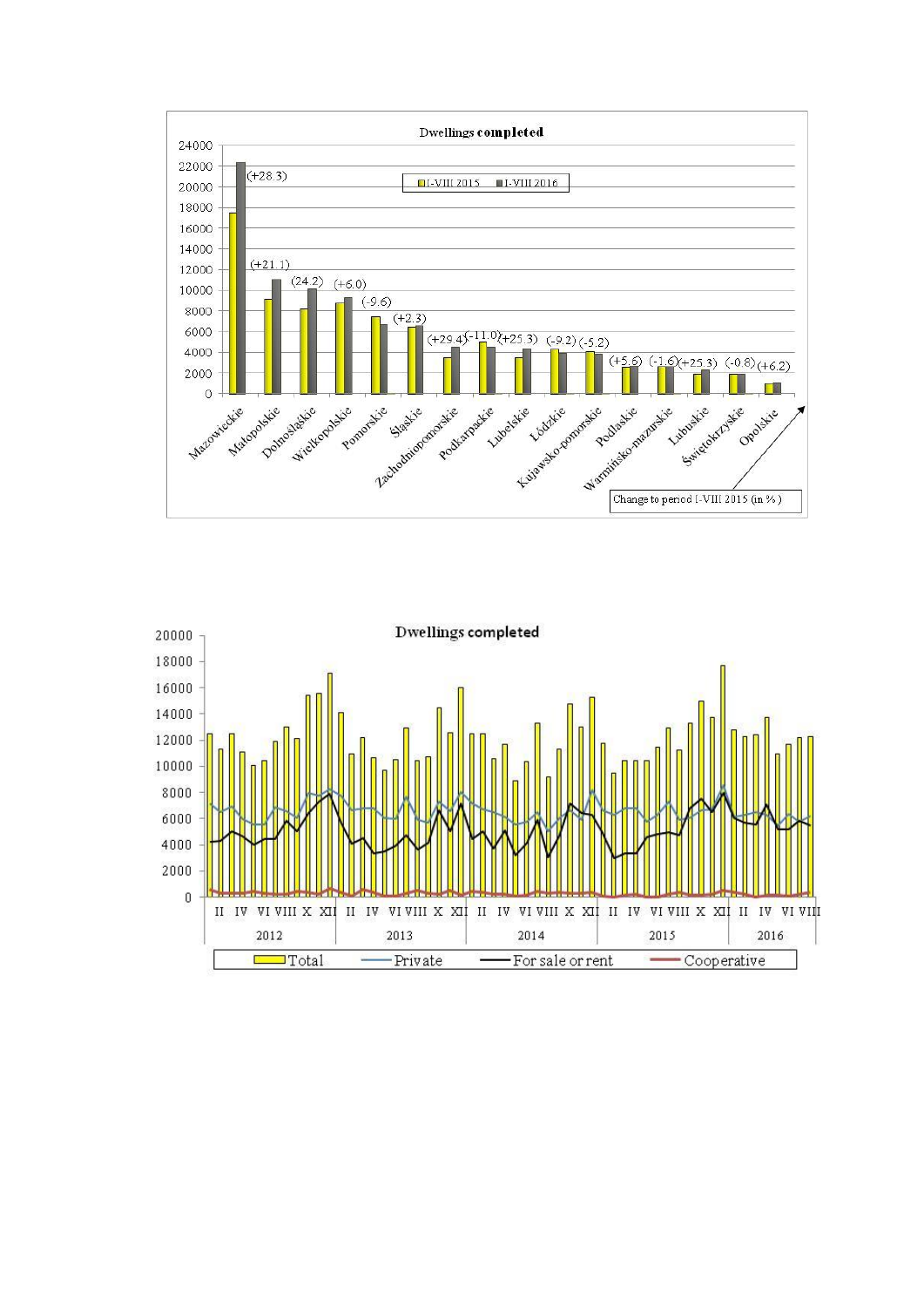Dwellings completed

I-VIII 2015 I-VIII 2016

24000
22000
20000
18000
16000
14000
12000
10000
8000
6000
4000
2000
0

(+28.3) (+21.1) (24.2) (+6.0) (-9.6) (+2.3) (+29.4) (-11.0) (+25.3) (-9.2) (-5.2) (+5.6) (-1.6) (+25.3) (-0.8) (+6.2)

Mazowieckie
Małopolskie
Dolnośląskie
Wielkopolskie
Pomorskie
Śląskie
Zachodniopomorskie
Podkarpackie
Lubelskie
Łódzkie
Kujawsko-pomorskie
Podlaskie
Warmińsko-mazurskie
Lubuskie
Świętokrzyskie
Opolskie

Change to period I-VIII 2015 (in %)

Dwellings completed

20000
18000
16000
14000
12000
10000
8000
6000
4000
2000
0

II IV VI VIII X XII II IV VI VIII X XII II IV VI VIII X XII II IV VI VIII X XII II IV VI VIII

2012 2013 2014 2015 2016

Total Private For sale or rent Cooperative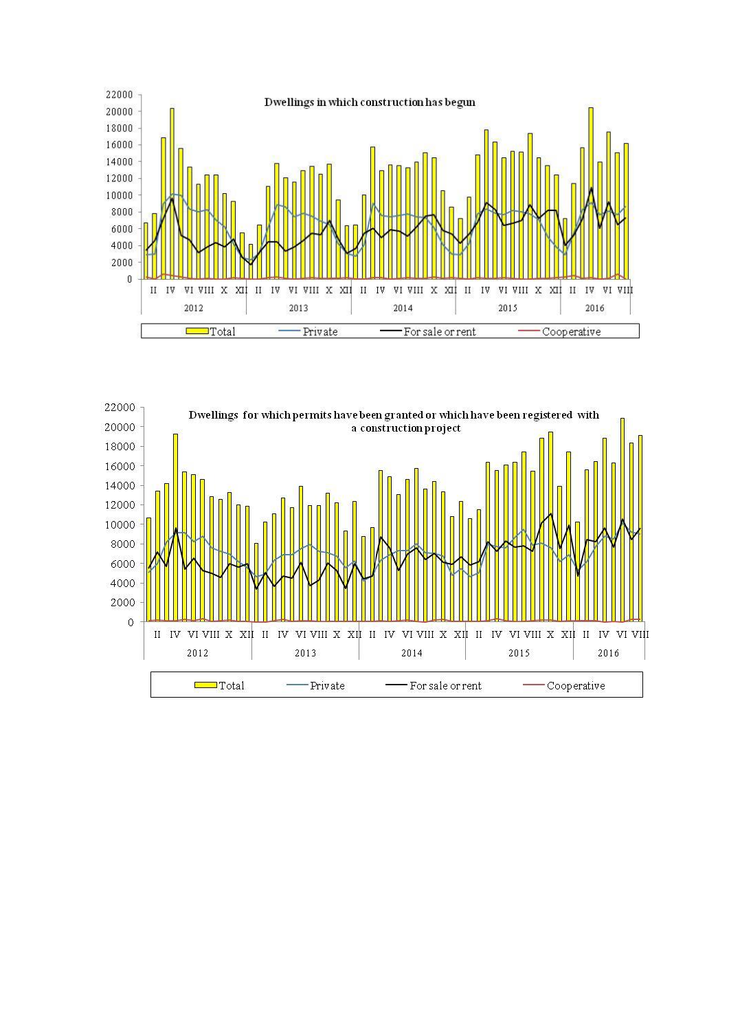Dwellings in which construction has begun

22000
20000
18000
16000
14000
12000
10000
8000
6000
4000
2000
0

II IV VI VIII X XII II IV VI VIII X XII II IV VI VIII X XII II IV VI VIII X XII II IV VI VIII

2012 2013 2014 2015 2016

Total Private For sale or rent Cooperative

Dwellings for which permits have been granted or which have been registered with a construction project

22000
20000
18000
16000
14000
12000
10000
8000
6000
4000
2000
0

II IV VI VIII X XII II IV VI VIII X XII II IV VI VIII X XII II IV VI VIII X XII II IV VI VIII

2012 2013 2014 2015 2016

Total Private For sale or rent Cooperative